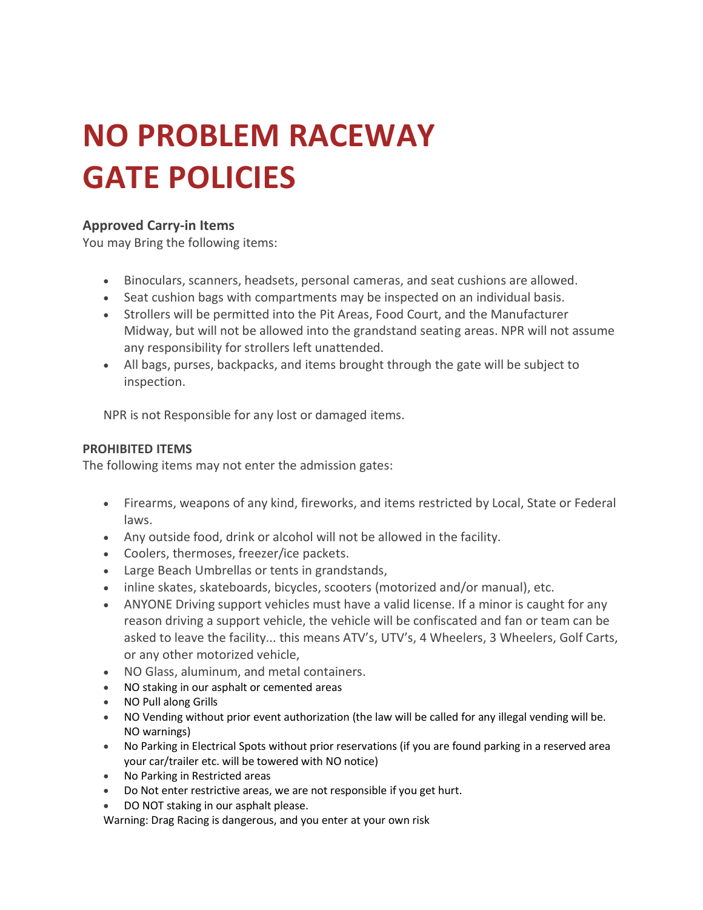# NO PROBLEM RACEWAY GATE POLICIES

### Approved Carry-in Items

You may Bring the following items:

- Binoculars, scanners, headsets, personal cameras, and seat cushions are allowed.
- Seat cushion bags with compartments may be inspected on an individual basis.
- Strollers will be permitted into the Pit Areas, Food Court, and the Manufacturer Midway, but will not be allowed into the grandstand seating areas. NPR will not assume any responsibility for strollers left unattended.
- All bags, purses, backpacks, and items brought through the gate will be subject to inspection.

NPR is not Responsible for any lost or damaged items.

**PROHIBITED ITEMS**

The following items may not enter the admission gates:

- Firearms, weapons of any kind, fireworks, and items restricted by Local, State or Federal laws.
- Any outside food, drink or alcohol will not be allowed in the facility.
- Coolers, thermoses, freezer/ice packets.
- Large Beach Umbrellas or tents in grandstands,
- inline skates, skateboards, bicycles, scooters (motorized and/or manual), etc.
- ANYONE Driving support vehicles must have a valid license. If a minor is caught for any reason driving a support vehicle, the vehicle will be confiscated and fan or team can be asked to leave the facility... this means ATV's, UTV's, 4 Wheelers, 3 Wheelers, Golf Carts, or any other motorized vehicle,
- NO Glass, aluminum, and metal containers.
- NO staking in our asphalt or cemented areas
- NO Pull along Grills
- NO Vending without prior event authorization (the law will be called for any illegal vending will be. NO warnings)
- No Parking in Electrical Spots without prior reservations (if you are found parking in a reserved area your car/trailer etc. will be towered with NO notice)
- No Parking in Restricted areas
- Do Not enter restrictive areas, we are not responsible if you get hurt.
- DO NOT staking in our asphalt please.

Warning: Drag Racing is dangerous, and you enter at your own risk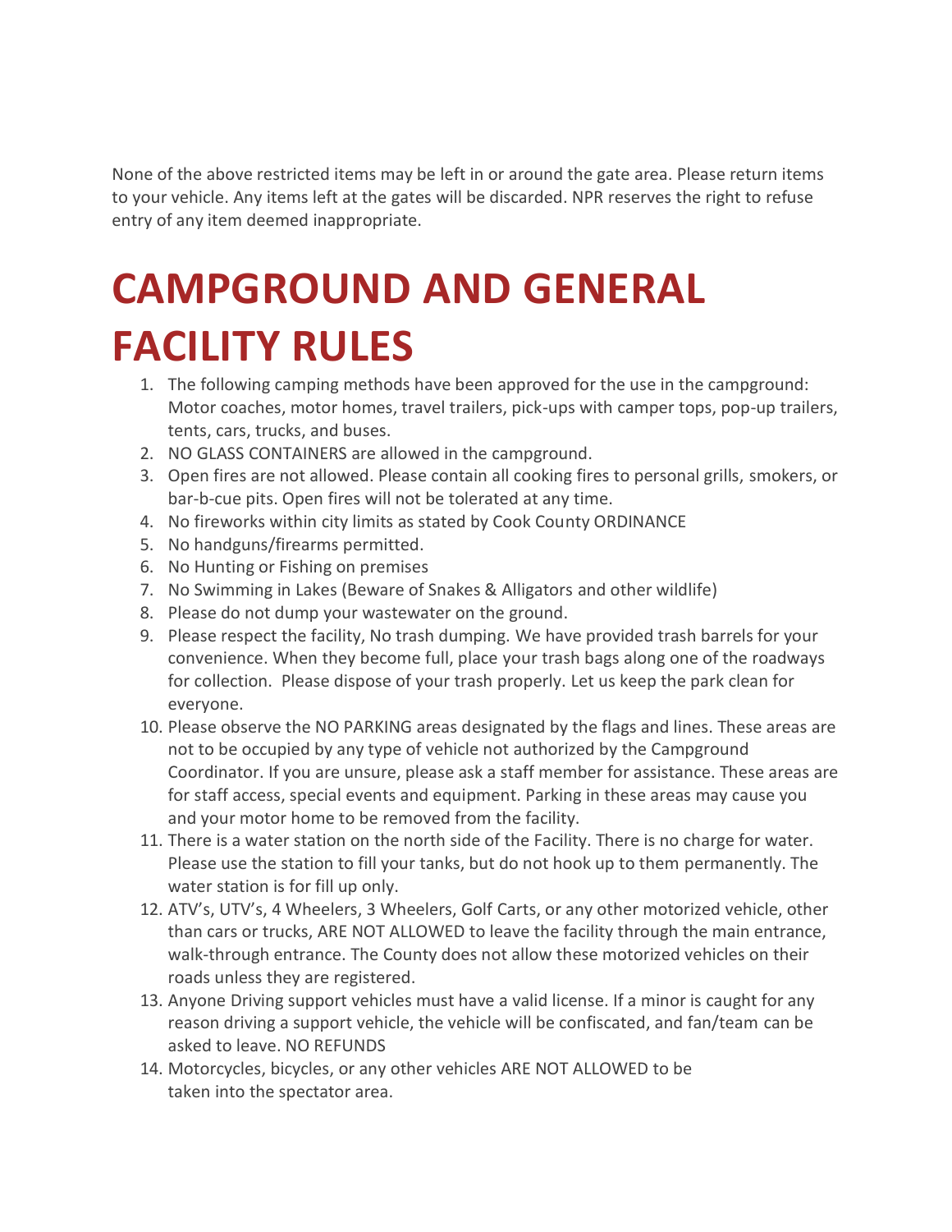None of the above restricted items may be left in or around the gate area. Please return items to your vehicle. Any items left at the gates will be discarded. NPR reserves the right to refuse entry of any item deemed inappropriate.

# CAMPGROUND AND GENERAL FACILITY RULES

1. The following camping methods have been approved for the use in the campground: Motor coaches, motor homes, travel trailers, pick-ups with camper tops, pop-up trailers, tents, cars, trucks, and buses.
2. NO GLASS CONTAINERS are allowed in the campground.
3. Open fires are not allowed. Please contain all cooking fires to personal grills, smokers, or bar-b-cue pits. Open fires will not be tolerated at any time.
4. No fireworks within city limits as stated by Cook County ORDINANCE
5. No handguns/firearms permitted.
6. No Hunting or Fishing on premises
7. No Swimming in Lakes (Beware of Snakes & Alligators and other wildlife)
8. Please do not dump your wastewater on the ground.
9. Please respect the facility, No trash dumping. We have provided trash barrels for your convenience. When they become full, place your trash bags along one of the roadways for collection. Please dispose of your trash properly. Let us keep the park clean for everyone.
10. Please observe the NO PARKING areas designated by the flags and lines. These areas are not to be occupied by any type of vehicle not authorized by the Campground Coordinator. If you are unsure, please ask a staff member for assistance. These areas are for staff access, special events and equipment. Parking in these areas may cause you and your motor home to be removed from the facility.
11. There is a water station on the north side of the Facility. There is no charge for water. Please use the station to fill your tanks, but do not hook up to them permanently. The water station is for fill up only.
12. ATV's, UTV's, 4 Wheelers, 3 Wheelers, Golf Carts, or any other motorized vehicle, other than cars or trucks, ARE NOT ALLOWED to leave the facility through the main entrance, walk-through entrance. The County does not allow these motorized vehicles on their roads unless they are registered.
13. Anyone Driving support vehicles must have a valid license. If a minor is caught for any reason driving a support vehicle, the vehicle will be confiscated, and fan/team can be asked to leave. NO REFUNDS
14. Motorcycles, bicycles, or any other vehicles ARE NOT ALLOWED to be taken into the spectator area.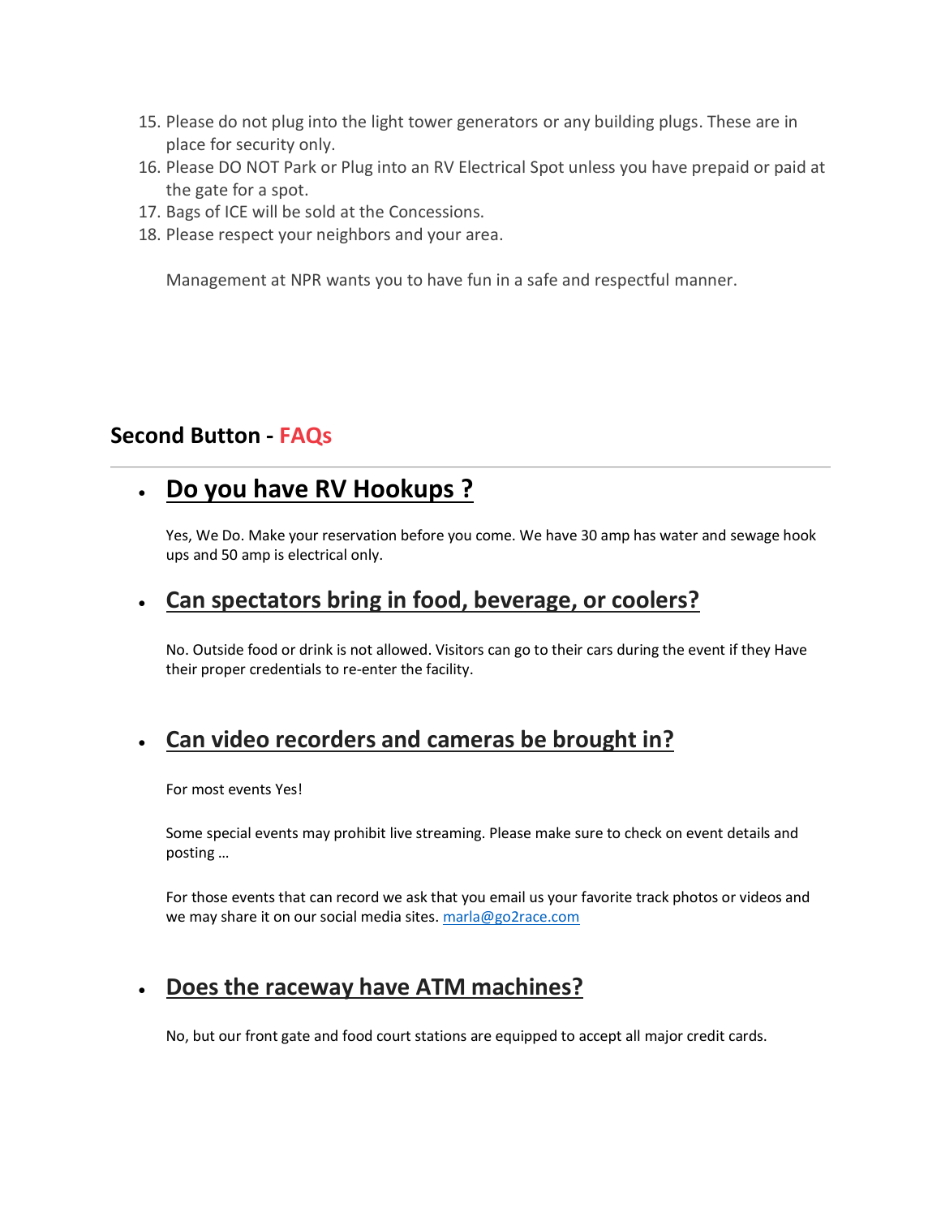15. Please do not plug into the light tower generators or any building plugs. These are in place for security only.
16. Please DO NOT Park or Plug into an RV Electrical Spot unless you have prepaid or paid at the gate for a spot.
17. Bags of ICE will be sold at the Concessions.
18. Please respect your neighbors and your area.

    Management at NPR wants you to have fun in a safe and respectful manner.

## Second Button - FAQs

---

- ### Do you have RV Hookups ?

  Yes, We Do. Make your reservation before you come. We have 30 amp has water and sewage hook ups and 50 amp is electrical only.

- ### Can spectators bring in food, beverage, or coolers?

  No. Outside food or drink is not allowed. Visitors can go to their cars during the event if they Have their proper credentials to re-enter the facility.

- ### Can video recorders and cameras be brought in?

  For most events Yes!

  Some special events may prohibit live streaming. Please make sure to check on event details and posting …

  For those events that can record we ask that you email us your favorite track photos or videos and we may share it on our social media sites. marla@go2race.com

- ### Does the raceway have ATM machines?

  No, but our front gate and food court stations are equipped to accept all major credit cards.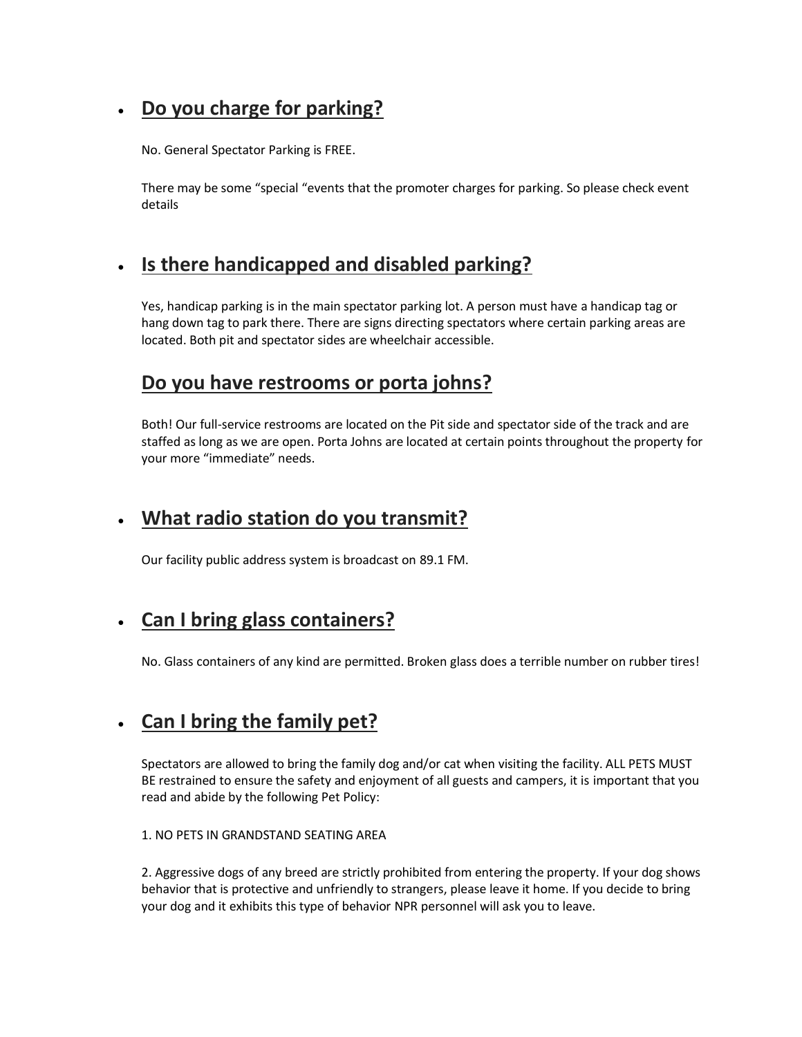- ## Do you charge for parking?

  No. General Spectator Parking is FREE.

  There may be some "special "events that the promoter charges for parking. So please check event details

- ## Is there handicapped and disabled parking?

  Yes, handicap parking is in the main spectator parking lot. A person must have a handicap tag or hang down tag to park there. There are signs directing spectators where certain parking areas are located. Both pit and spectator sides are wheelchair accessible.

## Do you have restrooms or porta johns?

Both! Our full-service restrooms are located on the Pit side and spectator side of the track and are staffed as long as we are open. Porta Johns are located at certain points throughout the property for your more "immediate" needs.

- ## What radio station do you transmit?

  Our facility public address system is broadcast on 89.1 FM.

- ## Can I bring glass containers?

  No. Glass containers of any kind are permitted. Broken glass does a terrible number on rubber tires!

- ## Can I bring the family pet?

  Spectators are allowed to bring the family dog and/or cat when visiting the facility. ALL PETS MUST BE restrained to ensure the safety and enjoyment of all guests and campers, it is important that you read and abide by the following Pet Policy:

  1. NO PETS IN GRANDSTAND SEATING AREA

  2. Aggressive dogs of any breed are strictly prohibited from entering the property. If your dog shows behavior that is protective and unfriendly to strangers, please leave it home. If you decide to bring your dog and it exhibits this type of behavior NPR personnel will ask you to leave.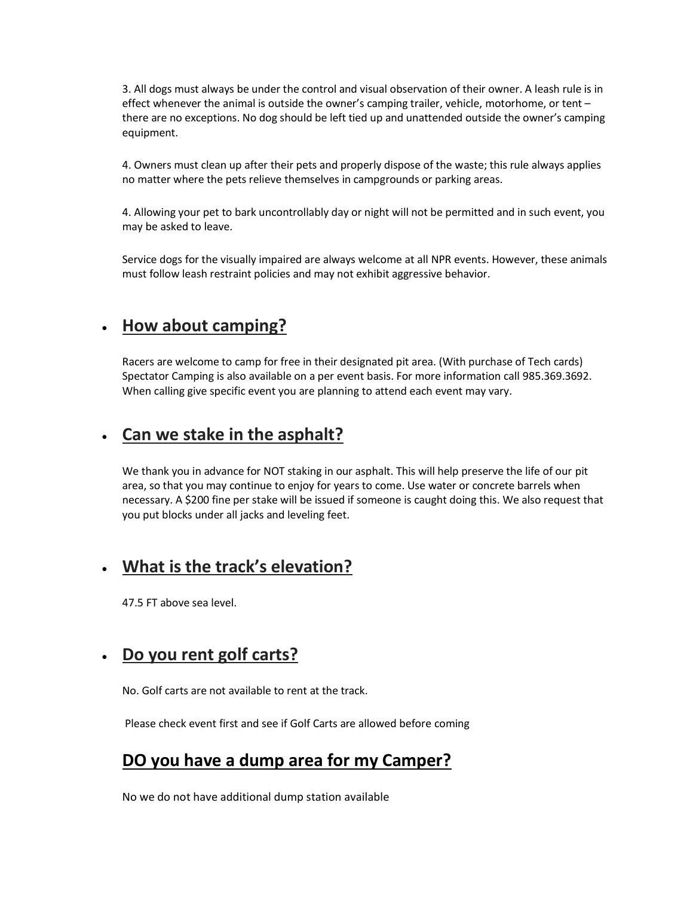3. All dogs must always be under the control and visual observation of their owner. A leash rule is in effect whenever the animal is outside the owner's camping trailer, vehicle, motorhome, or tent – there are no exceptions. No dog should be left tied up and unattended outside the owner's camping equipment.

4. Owners must clean up after their pets and properly dispose of the waste; this rule always applies no matter where the pets relieve themselves in campgrounds or parking areas.

4. Allowing your pet to bark uncontrollably day or night will not be permitted and in such event, you may be asked to leave.

Service dogs for the visually impaired are always welcome at all NPR events. However, these animals must follow leash restraint policies and may not exhibit aggressive behavior.

- ## **How about camping?**

Racers are welcome to camp for free in their designated pit area. (With purchase of Tech cards) Spectator Camping is also available on a per event basis. For more information call 985.369.3692. When calling give specific event you are planning to attend each event may vary.

- ## **Can we stake in the asphalt?**

We thank you in advance for NOT staking in our asphalt. This will help preserve the life of our pit area, so that you may continue to enjoy for years to come. Use water or concrete barrels when necessary. A $200 fine per stake will be issued if someone is caught doing this. We also request that you put blocks under all jacks and leveling feet.

- ## **What is the track's elevation?**

47.5 FT above sea level.

- ## **Do you rent golf carts?**

No. Golf carts are not available to rent at the track.

Please check event first and see if Golf Carts are allowed before coming

## **DO you have a dump area for my Camper?**

No we do not have additional dump station available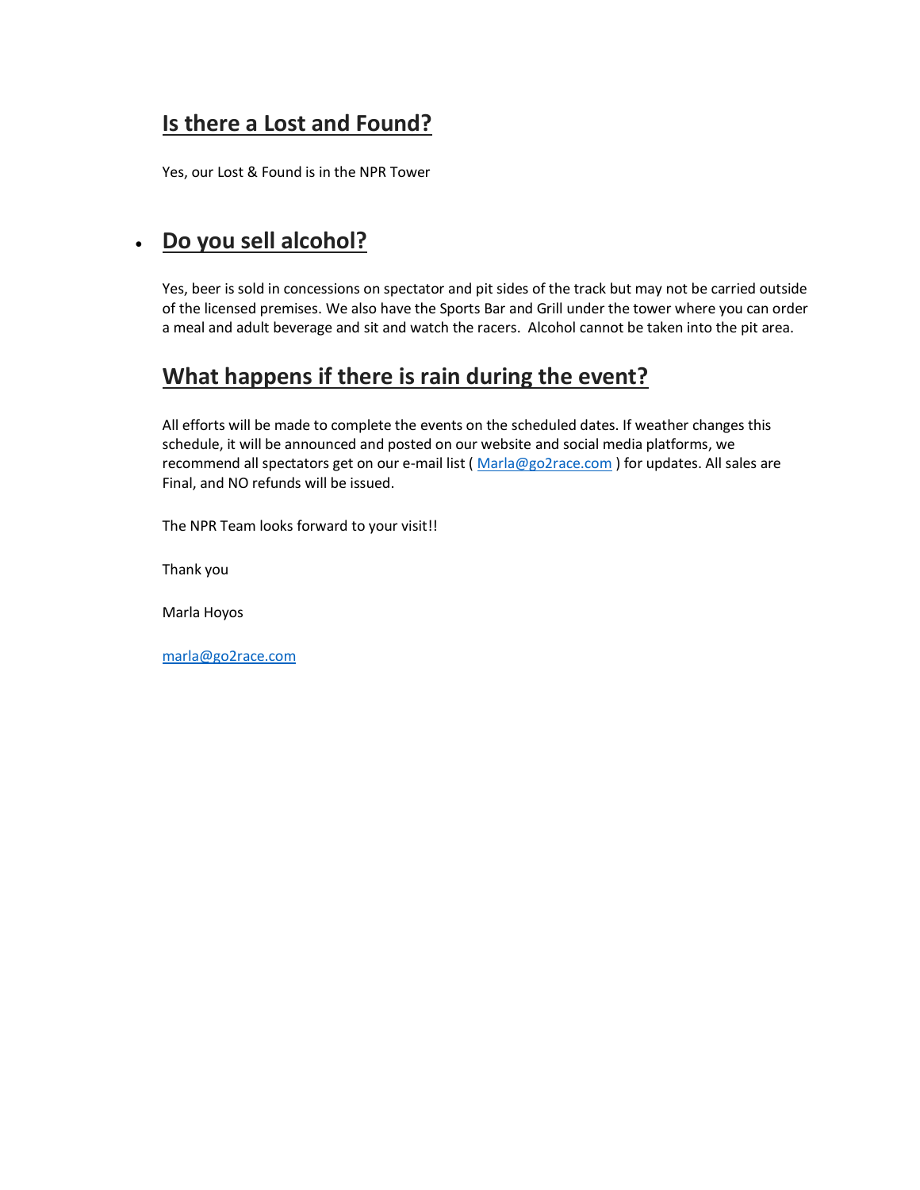## **Is there a Lost and Found?**

Yes, our Lost & Found is in the NPR Tower

- ## **Do you sell alcohol?**

Yes, beer is sold in concessions on spectator and pit sides of the track but may not be carried outside of the licensed premises. We also have the Sports Bar and Grill under the tower where you can order a meal and adult beverage and sit and watch the racers. Alcohol cannot be taken into the pit area.

## **What happens if there is rain during the event?**

All efforts will be made to complete the events on the scheduled dates. If weather changes this schedule, it will be announced and posted on our website and social media platforms, we recommend all spectators get on our e-mail list ( Marla@go2race.com ) for updates. All sales are Final, and NO refunds will be issued.

The NPR Team looks forward to your visit!!

Thank you

Marla Hoyos

marla@go2race.com